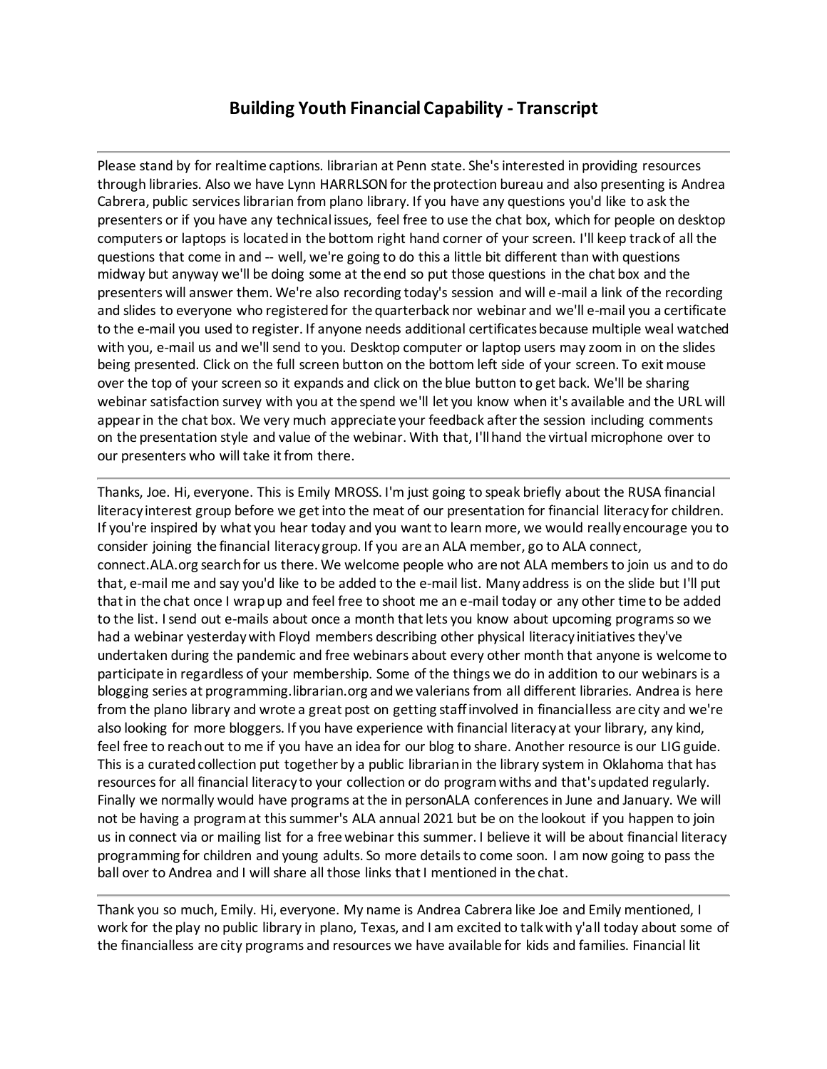# Building Youth Financial Capability - Transcript

---

Please stand by for realtime captions. librarian at Penn state. She's interested in providing resources through libraries. Also we have Lynn HARRLSON for the protection bureau and also presenting is Andrea Cabrera, public services librarian from plano library. If you have any questions you'd like to ask the presenters or if you have any technical issues, feel free to use the chat box, which for people on desktop computers or laptops is located in the bottom right hand corner of your screen. I'll keep track of all the questions that come in and -- well, we're going to do this a little bit different than with questions midway but anyway we'll be doing some at the end so put those questions in the chat box and the presenters will answer them. We're also recording today's session and will e-mail a link of the recording and slides to everyone who registered for the quarterback nor webinar and we'll e-mail you a certificate to the e-mail you used to register. If anyone needs additional certificates because multiple weal watched with you, e-mail us and we'll send to you. Desktop computer or laptop users may zoom in on the slides being presented. Click on the full screen button on the bottom left side of your screen. To exit mouse over the top of your screen so it expands and click on the blue button to get back. We'll be sharing webinar satisfaction survey with you at the spend we'll let you know when it's available and the URL will appear in the chat box. We very much appreciate your feedback after the session including comments on the presentation style and value of the webinar. With that, I'll hand the virtual microphone over to our presenters who will take it from there.

---

Thanks, Joe. Hi, everyone. This is Emily MROSS. I'm just going to speak briefly about the RUSA financial literacy interest group before we get into the meat of our presentation for financial literacy for children. If you're inspired by what you hear today and you want to learn more, we would really encourage you to consider joining the financial literacy group. If you are an ALA member, go to ALA connect, connect.ALA.org search for us there. We welcome people who are not ALA members to join us and to do that, e-mail me and say you'd like to be added to the e-mail list. Many address is on the slide but I'll put that in the chat once I wrap up and feel free to shoot me an e-mail today or any other time to be added to the list. I send out e-mails about once a month that lets you know about upcoming programs so we had a webinar yesterday with Floyd members describing other physical literacy initiatives they've undertaken during the pandemic and free webinars about every other month that anyone is welcome to participate in regardless of your membership. Some of the things we do in addition to our webinars is a blogging series at programming.librarian.org and we valerians from all different libraries. Andrea is here from the plano library and wrote a great post on getting staff involved in financialless are city and we're also looking for more bloggers. If you have experience with financial literacy at your library, any kind, feel free to reach out to me if you have an idea for our blog to share. Another resource is our LIG guide. This is a curated collection put together by a public librarian in the library system in Oklahoma that has resources for all financial literacy to your collection or do program withs and that's updated regularly. Finally we normally would have programs at the in personALA conferences in June and January. We will not be having a program at this summer's ALA annual 2021 but be on the lookout if you happen to join us in connect via or mailing list for a free webinar this summer. I believe it will be about financial literacy programming for children and young adults. So more details to come soon. I am now going to pass the ball over to Andrea and I will share all those links that I mentioned in the chat.

---

Thank you so much, Emily. Hi, everyone. My name is Andrea Cabrera like Joe and Emily mentioned, I work for the play no public library in plano, Texas, and I am excited to talk with y'all today about some of the financialless are city programs and resources we have available for kids and families. Financial lit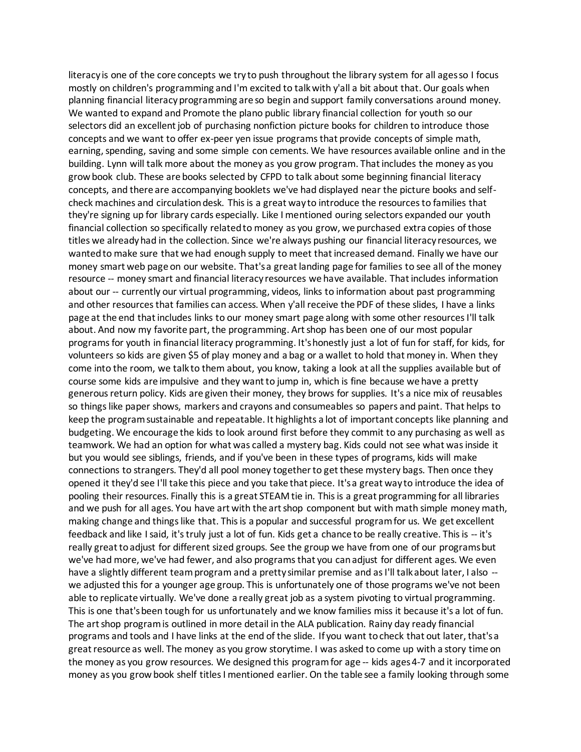literacy is one of the core concepts we try to push throughout the library system for all ages so I focus mostly on children's programming and I'm excited to talk with y'all a bit about that. Our goals when planning financial literacy programming are so begin and support family conversations around money. We wanted to expand and Promote the plano public library financial collection for youth so our selectors did an excellent job of purchasing nonfiction picture books for children to introduce those concepts and we want to offer ex-peer yen issue programs that provide concepts of simple math, earning, spending, saving and some simple con cements. We have resources available online and in the building. Lynn will talk more about the money as you grow program. That includes the money as you grow book club. These are books selected by CFPD to talk about some beginning financial literacy concepts, and there are accompanying booklets we've had displayed near the picture books and self-check machines and circulation desk. This is a great way to introduce the resources to families that they're signing up for library cards especially. Like I mentioned ouring selectors expanded our youth financial collection so specifically related to money as you grow, we purchased extra copies of those titles we already had in the collection. Since we're always pushing our financial literacy resources, we wanted to make sure that we had enough supply to meet that increased demand. Finally we have our money smart web page on our website. That's a great landing page for families to see all of the money resource -- money smart and financial literacy resources we have available. That includes information about our -- currently our virtual programming, videos, links to information about past programming and other resources that families can access. When y'all receive the PDF of these slides, I have a links page at the end that includes links to our money smart page along with some other resources I'll talk about. And now my favorite part, the programming. Art shop has been one of our most popular programs for youth in financial literacy programming. It's honestly just a lot of fun for staff, for kids, for volunteers so kids are given $5 of play money and a bag or a wallet to hold that money in. When they come into the room, we talk to them about, you know, taking a look at all the supplies available but of course some kids are impulsive and they want to jump in, which is fine because we have a pretty generous return policy. Kids are given their money, they brows for supplies. It's a nice mix of reusables so things like paper shows, markers and crayons and consumeables so papers and paint. That helps to keep the program sustainable and repeatable. It highlights a lot of important concepts like planning and budgeting. We encourage the kids to look around first before they commit to any purchasing as well as teamwork. We had an option for what was called a mystery bag. Kids could not see what was inside it but you would see siblings, friends, and if you've been in these types of programs, kids will make connections to strangers. They'd all pool money together to get these mystery bags. Then once they opened it they'd see I'll take this piece and you take that piece. It's a great way to introduce the idea of pooling their resources. Finally this is a great STEAM tie in. This is a great programming for all libraries and we push for all ages. You have art with the art shop component but with math simple money math, making change and things like that. This is a popular and successful program for us. We get excellent feedback and like I said, it's truly just a lot of fun. Kids get a chance to be really creative. This is -- it's really great to adjust for different sized groups. See the group we have from one of our programs but we've had more, we've had fewer, and also programs that you can adjust for different ages. We even have a slightly different team program and a pretty similar premise and as I'll talk about later, I also -- we adjusted this for a younger age group. This is unfortunately one of those programs we've not been able to replicate virtually. We've done a really great job as a system pivoting to virtual programming. This is one that's been tough for us unfortunately and we know families miss it because it's a lot of fun. The art shop program is outlined in more detail in the ALA publication. Rainy day ready financial programs and tools and I have links at the end of the slide. If you want to check that out later, that's a great resource as well. The money as you grow storytime. I was asked to come up with a story time on the money as you grow resources. We designed this program for age -- kids ages 4-7 and it incorporated money as you grow book shelf titles I mentioned earlier. On the table see a family looking through some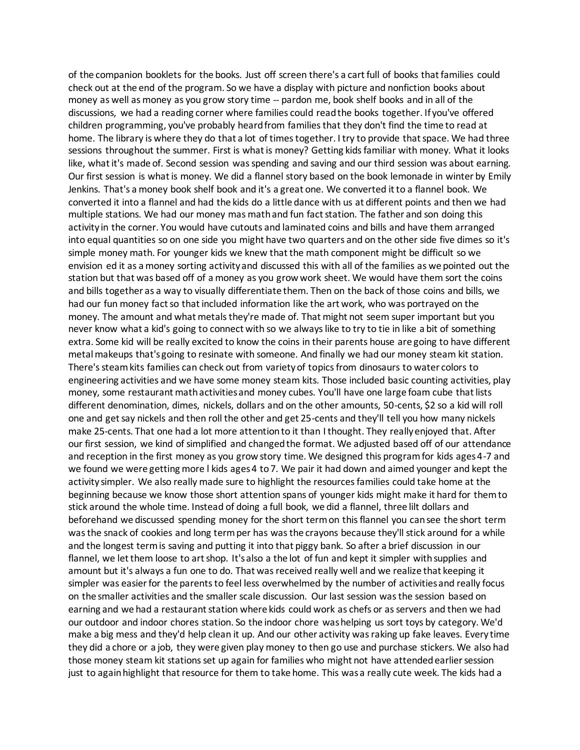of the companion booklets for the books. Just off screen there's a cart full of books that families could check out at the end of the program. So we have a display with picture and nonfiction books about money as well as money as you grow story time -- pardon me, book shelf books and in all of the discussions, we had a reading corner where families could read the books together. If you've offered children programming, you've probably heard from families that they don't find the time to read at home. The library is where they do that a lot of times together. I try to provide that space. We had three sessions throughout the summer. First is what is money? Getting kids familiar with money. What it looks like, what it's made of. Second session was spending and saving and our third session was about earning. Our first session is what is money. We did a flannel story based on the book lemonade in winter by Emily Jenkins. That's a money book shelf book and it's a great one. We converted it to a flannel book. We converted it into a flannel and had the kids do a little dance with us at different points and then we had multiple stations. We had our money mas math and fun fact station. The father and son doing this activity in the corner. You would have cutouts and laminated coins and bills and have them arranged into equal quantities so on one side you might have two quarters and on the other side five dimes so it's simple money math. For younger kids we knew that the math component might be difficult so we envision ed it as a money sorting activity and discussed this with all of the families as we pointed out the station but that was based off of a money as you grow work sheet. We would have them sort the coins and bills together as a way to visually differentiate them. Then on the back of those coins and bills, we had our fun money fact so that included information like the art work, who was portrayed on the money. The amount and what metals they're made of. That might not seem super important but you never know what a kid's going to connect with so we always like to try to tie in like a bit of something extra. Some kid will be really excited to know the coins in their parents house are going to have different metal makeups that's going to resinate with someone. And finally we had our money steam kit station. There's steam kits families can check out from variety of topics from dinosaurs to water colors to engineering activities and we have some money steam kits. Those included basic counting activities, play money, some restaurant math activities and money cubes. You'll have one large foam cube that lists different denomination, dimes, nickels, dollars and on the other amounts, 50-cents, $2 so a kid will roll one and get say nickels and then roll the other and get 25-cents and they'll tell you how many nickels make 25-cents. That one had a lot more attention to it than I thought. They really enjoyed that. After our first session, we kind of simplified and changed the format. We adjusted based off of our attendance and reception in the first money as you grow story time. We designed this program for kids ages 4-7 and we found we were getting more l kids ages 4 to 7. We pair it had down and aimed younger and kept the activity simpler. We also really made sure to highlight the resources families could take home at the beginning because we know those short attention spans of younger kids might make it hard for them to stick around the whole time. Instead of doing a full book, we did a flannel, three lilt dollars and beforehand we discussed spending money for the short term on this flannel you can see the short term was the snack of cookies and long term per has was the crayons because they'll stick around for a while and the longest term is saving and putting it into that piggy bank. So after a brief discussion in our flannel, we let them loose to art shop. It's also a the lot of fun and kept it simpler with supplies and amount but it's always a fun one to do. That was received really well and we realize that keeping it simpler was easier for the parents to feel less overwhelmed by the number of activities and really focus on the smaller activities and the smaller scale discussion. Our last session was the session based on earning and we had a restaurant station where kids could work as chefs or as servers and then we had our outdoor and indoor chores station. So the indoor chore was helping us sort toys by category. We'd make a big mess and they'd help clean it up. And our other activity was raking up fake leaves. Every time they did a chore or a job, they were given play money to then go use and purchase stickers. We also had those money steam kit stations set up again for families who might not have attended earlier session just to again highlight that resource for them to take home. This was a really cute week. The kids had a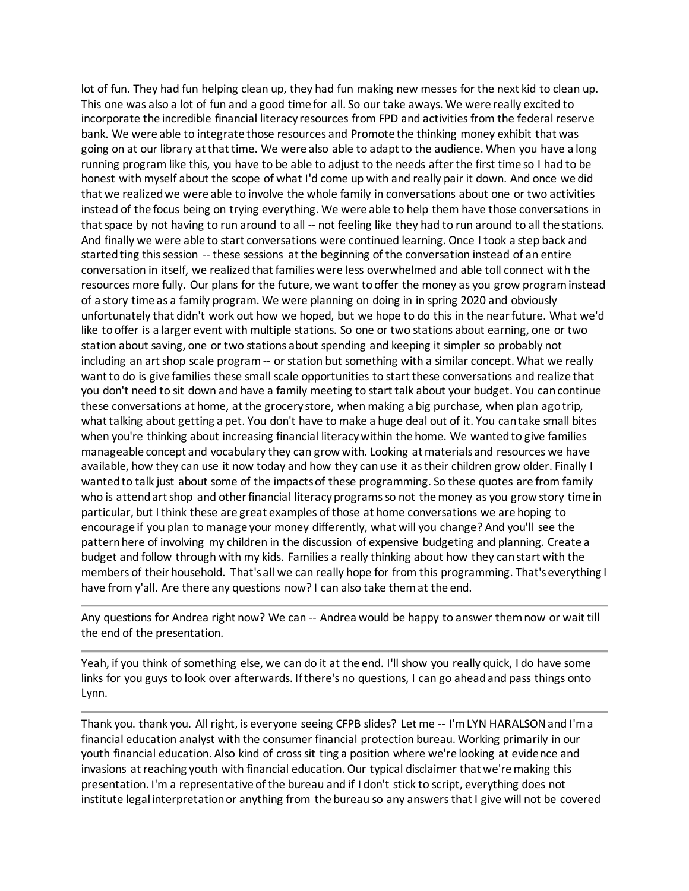lot of fun. They had fun helping clean up, they had fun making new messes for the next kid to clean up. This one was also a lot of fun and a good time for all. So our take aways. We were really excited to incorporate the incredible financial literacy resources from FPD and activities from the federal reserve bank. We were able to integrate those resources and Promote the thinking money exhibit that was going on at our library at that time. We were also able to adapt to the audience. When you have a long running program like this, you have to be able to adjust to the needs after the first time so I had to be honest with myself about the scope of what I'd come up with and really pair it down. And once we did that we realized we were able to involve the whole family in conversations about one or two activities instead of the focus being on trying everything. We were able to help them have those conversations in that space by not having to run around to all -- not feeling like they had to run around to all the stations. And finally we were able to start conversations were continued learning. Once I took a step back and started ting this session -- these sessions at the beginning of the conversation instead of an entire conversation in itself, we realized that families were less overwhelmed and able toll connect with the resources more fully. Our plans for the future, we want to offer the money as you grow program instead of a story time as a family program. We were planning on doing in in spring 2020 and obviously unfortunately that didn't work out how we hoped, but we hope to do this in the near future. What we'd like to offer is a larger event with multiple stations. So one or two stations about earning, one or two station about saving, one or two stations about spending and keeping it simpler so probably not including an art shop scale program -- or station but something with a similar concept. What we really want to do is give families these small scale opportunities to start these conversations and realize that you don't need to sit down and have a family meeting to start talk about your budget. You can continue these conversations at home, at the grocery store, when making a big purchase, when plan ago trip, what talking about getting a pet. You don't have to make a huge deal out of it. You can take small bites when you're thinking about increasing financial literacy within the home. We wanted to give families manageable concept and vocabulary they can grow with. Looking at materials and resources we have available, how they can use it now today and how they can use it as their children grow older. Finally I wanted to talk just about some of the impacts of these programming. So these quotes are from family who is attend art shop and other financial literacy programs so not the money as you grow story time in particular, but I think these are great examples of those at home conversations we are hoping to encourage if you plan to manage your money differently, what will you change? And you'll see the pattern here of involving my children in the discussion of expensive budgeting and planning. Create a budget and follow through with my kids. Families a really thinking about how they can start with the members of their household. That's all we can really hope for from this programming. That's everything I have from y'all. Are there any questions now? I can also take them at the end.

---

Any questions for Andrea right now? We can -- Andrea would be happy to answer them now or wait till the end of the presentation.

---

Yeah, if you think of something else, we can do it at the end. I'll show you really quick, I do have some links for you guys to look over afterwards. If there's no questions, I can go ahead and pass things onto Lynn.

---

Thank you. thank you. All right, is everyone seeing CFPB slides? Let me -- I'm LYN HARALSON and I'm a financial education analyst with the consumer financial protection bureau. Working primarily in our youth financial education. Also kind of cross sit ting a position where we're looking at evidence and invasions at reaching youth with financial education. Our typical disclaimer that we're making this presentation. I'm a representative of the bureau and if I don't stick to script, everything does not institute legal interpretation or anything from the bureau so any answers that I give will not be covered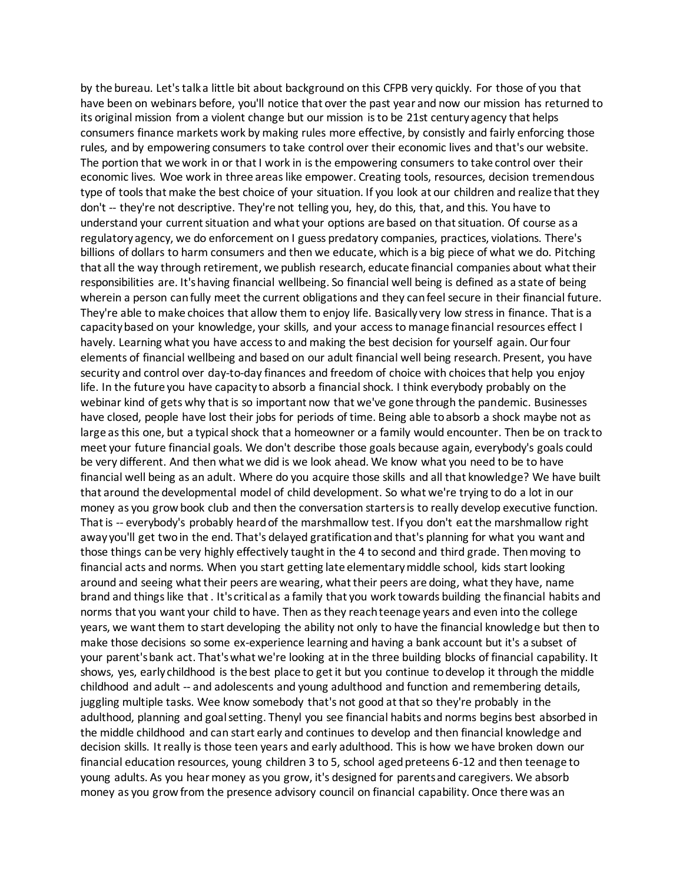by the bureau. Let's talk a little bit about background on this CFPB very quickly. For those of you that have been on webinars before, you'll notice that over the past year and now our mission has returned to its original mission from a violent change but our mission is to be 21st century agency that helps consumers finance markets work by making rules more effective, by consistly and fairly enforcing those rules, and by empowering consumers to take control over their economic lives and that's our website. The portion that we work in or that I work in is the empowering consumers to take control over their economic lives. Woe work in three areas like empower. Creating tools, resources, decision tremendous type of tools that make the best choice of your situation. If you look at our children and realize that they don't -- they're not descriptive. They're not telling you, hey, do this, that, and this. You have to understand your current situation and what your options are based on that situation. Of course as a regulatory agency, we do enforcement on I guess predatory companies, practices, violations. There's billions of dollars to harm consumers and then we educate, which is a big piece of what we do. Pitching that all the way through retirement, we publish research, educate financial companies about what their responsibilities are. It's having financial wellbeing. So financial well being is defined as a state of being wherein a person can fully meet the current obligations and they can feel secure in their financial future. They're able to make choices that allow them to enjoy life. Basically very low stress in finance. That is a capacity based on your knowledge, your skills, and your access to manage financial resources effect I havely. Learning what you have access to and making the best decision for yourself again. Our four elements of financial wellbeing and based on our adult financial well being research. Present, you have security and control over day-to-day finances and freedom of choice with choices that help you enjoy life. In the future you have capacity to absorb a financial shock. I think everybody probably on the webinar kind of gets why that is so important now that we've gone through the pandemic. Businesses have closed, people have lost their jobs for periods of time. Being able to absorb a shock maybe not as large as this one, but a typical shock that a homeowner or a family would encounter. Then be on track to meet your future financial goals. We don't describe those goals because again, everybody's goals could be very different. And then what we did is we look ahead. We know what you need to be to have financial well being as an adult. Where do you acquire those skills and all that knowledge? We have built that around the developmental model of child development. So what we're trying to do a lot in our money as you grow book club and then the conversation starters is to really develop executive function. That is -- everybody's probably heard of the marshmallow test. If you don't eat the marshmallow right away you'll get two in the end. That's delayed gratification and that's planning for what you want and those things can be very highly effectively taught in the 4 to second and third grade. Then moving to financial acts and norms. When you start getting late elementary middle school, kids start looking around and seeing what their peers are wearing, what their peers are doing, what they have, name brand and things like that . It's critical as a family that you work towards building the financial habits and norms that you want your child to have. Then as they reach teenage years and even into the college years, we want them to start developing the ability not only to have the financial knowledge but then to make those decisions so some ex-experience learning and having a bank account but it's a subset of your parent's bank act. That's what we're looking at in the three building blocks of financial capability. It shows, yes, early childhood is the best place to get it but you continue to develop it through the middle childhood and adult -- and adolescents and young adulthood and function and remembering details, juggling multiple tasks. Wee know somebody that's not good at that so they're probably in the adulthood, planning and goal setting. Thenyl you see financial habits and norms begins best absorbed in the middle childhood and can start early and continues to develop and then financial knowledge and decision skills. It really is those teen years and early adulthood. This is how we have broken down our financial education resources, young children 3 to 5, school aged preteens 6-12 and then teenage to young adults. As you hear money as you grow, it's designed for parents and caregivers. We absorb money as you grow from the presence advisory council on financial capability. Once there was an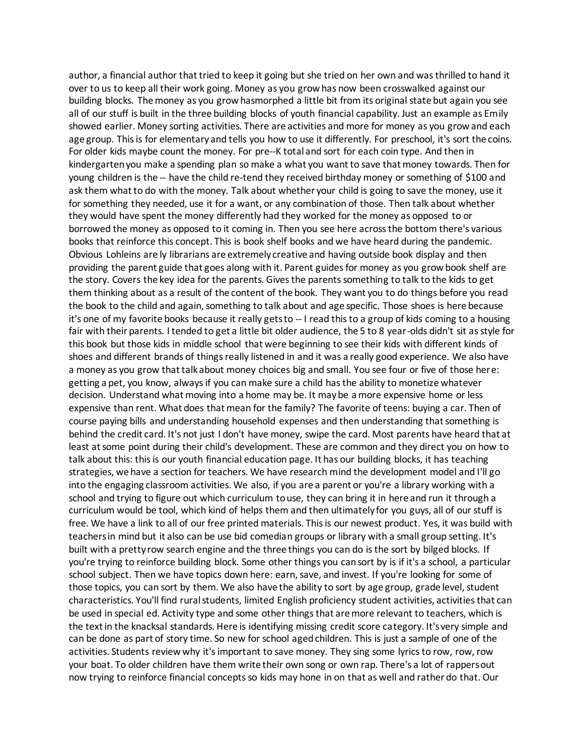author, a financial author that tried to keep it going but she tried on her own and was thrilled to hand it over to us to keep all their work going. Money as you grow has now been crosswalked against our building blocks. The money as you grow hasmorphed a little bit from its original state but again you see all of our stuff is built in the three building blocks of youth financial capability. Just an example as Emily showed earlier. Money sorting activities. There are activities and more for money as you grow and each age group. This is for elementary and tells you how to use it differently. For preschool, it's sort the coins. For older kids maybe count the money. For pre--K total and sort for each coin type. And then in kindergarten you make a spending plan so make a what you want to save that money towards. Then for young children is the -- have the child re-tend they received birthday money or something of $100 and ask them what to do with the money. Talk about whether your child is going to save the money, use it for something they needed, use it for a want, or any combination of those. Then talk about whether they would have spent the money differently had they worked for the money as opposed to or borrowed the money as opposed to it coming in. Then you see here across the bottom there's various books that reinforce this concept. This is book shelf books and we have heard during the pandemic. Obvious Lohleins are ly librarians are extremely creative and having outside book display and then providing the parent guide that goes along with it. Parent guides for money as you grow book shelf are the story. Covers the key idea for the parents. Gives the parents something to talk to the kids to get them thinking about as a result of the content of the book. They want you to do things before you read the book to the child and again, something to talk about and age specific. Those shoes is here because it's one of my favorite books because it really gets to -- I read this to a group of kids coming to a housing fair with their parents. I tended to get a little bit older audience, the 5 to 8 year-olds didn't sit as style for this book but those kids in middle school that were beginning to see their kids with different kinds of shoes and different brands of things really listened in and it was a really good experience. We also have a money as you grow that talk about money choices big and small. You see four or five of those here: getting a pet, you know, always if you can make sure a child has the ability to monetize whatever decision. Understand what moving into a home may be. It may be a more expensive home or less expensive than rent. What does that mean for the family? The favorite of teens: buying a car. Then of course paying bills and understanding household expenses and then understanding that something is behind the credit card. It's not just I don't have money, swipe the card. Most parents have heard that at least at some point during their child's development. These are common and they direct you on how to talk about this: this is our youth financial education page. It has our building blocks, it has teaching strategies, we have a section for teachers. We have research mind the development model and I'll go into the engaging classroom activities. We also, if you are a parent or you're a library working with a school and trying to figure out which curriculum to use, they can bring it in here and run it through a curriculum would be tool, which kind of helps them and then ultimately for you guys, all of our stuff is free. We have a link to all of our free printed materials. This is our newest product. Yes, it was build with teachers in mind but it also can be use bid comedian groups or library with a small group setting. It's built with a pretty row search engine and the three things you can do is the sort by bilged blocks. If you're trying to reinforce building block. Some other things you can sort by is if it's a school, a particular school subject. Then we have topics down here: earn, save, and invest. If you're looking for some of those topics, you can sort by them. We also have the ability to sort by age group, grade level, student characteristics. You'll find rural students, limited English proficiency student activities, activities that can be used in special ed. Activity type and some other things that are more relevant to teachers, which is the text in the knacksal standards. Here is identifying missing credit score category. It's very simple and can be done as part of story time. So new for school aged children. This is just a sample of one of the activities. Students review why it's important to save money. They sing some lyrics to row, row, row your boat. To older children have them write their own song or own rap. There's a lot of rappers out now trying to reinforce financial concepts so kids may hone in on that as well and rather do that. Our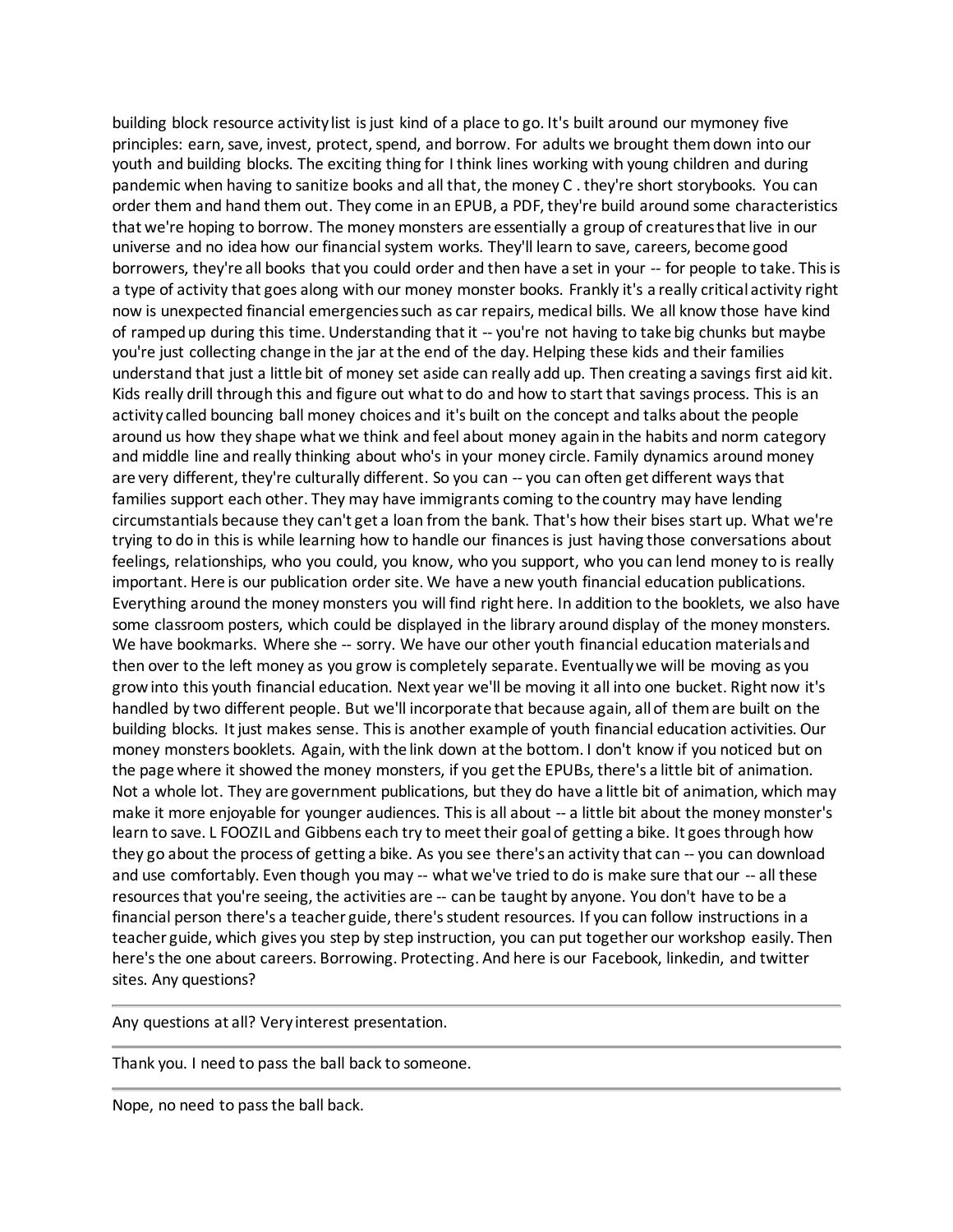building block resource activity list is just kind of a place to go. It's built around our mymoney five principles: earn, save, invest, protect, spend, and borrow. For adults we brought them down into our youth and building blocks. The exciting thing for I think lines working with young children and during pandemic when having to sanitize books and all that, the money C . they're short storybooks. You can order them and hand them out. They come in an EPUB, a PDF, they're build around some characteristics that we're hoping to borrow. The money monsters are essentially a group of creatures that live in our universe and no idea how our financial system works. They'll learn to save, careers, become good borrowers, they're all books that you could order and then have a set in your -- for people to take. This is a type of activity that goes along with our money monster books. Frankly it's a really critical activity right now is unexpected financial emergencies such as car repairs, medical bills. We all know those have kind of ramped up during this time. Understanding that it -- you're not having to take big chunks but maybe you're just collecting change in the jar at the end of the day. Helping these kids and their families understand that just a little bit of money set aside can really add up. Then creating a savings first aid kit. Kids really drill through this and figure out what to do and how to start that savings process. This is an activity called bouncing ball money choices and it's built on the concept and talks about the people around us how they shape what we think and feel about money again in the habits and norm category and middle line and really thinking about who's in your money circle. Family dynamics around money are very different, they're culturally different. So you can -- you can often get different ways that families support each other. They may have immigrants coming to the country may have lending circumstantials because they can't get a loan from the bank. That's how their bises start up. What we're trying to do in this is while learning how to handle our finances is just having those conversations about feelings, relationships, who you could, you know, who you support, who you can lend money to is really important. Here is our publication order site. We have a new youth financial education publications. Everything around the money monsters you will find right here. In addition to the booklets, we also have some classroom posters, which could be displayed in the library around display of the money monsters. We have bookmarks. Where she -- sorry. We have our other youth financial education materials and then over to the left money as you grow is completely separate. Eventually we will be moving as you grow into this youth financial education. Next year we'll be moving it all into one bucket. Right now it's handled by two different people. But we'll incorporate that because again, all of them are built on the building blocks. It just makes sense. This is another example of youth financial education activities. Our money monsters booklets. Again, with the link down at the bottom. I don't know if you noticed but on the page where it showed the money monsters, if you get the EPUBs, there's a little bit of animation. Not a whole lot. They are government publications, but they do have a little bit of animation, which may make it more enjoyable for younger audiences. This is all about -- a little bit about the money monster's learn to save. L FOOZIL and Gibbens each try to meet their goal of getting a bike. It goes through how they go about the process of getting a bike. As you see there's an activity that can -- you can download and use comfortably. Even though you may -- what we've tried to do is make sure that our -- all these resources that you're seeing, the activities are -- can be taught by anyone. You don't have to be a financial person there's a teacher guide, there's student resources. If you can follow instructions in a teacher guide, which gives you step by step instruction, you can put together our workshop easily. Then here's the one about careers. Borrowing. Protecting. And here is our Facebook, linkedin, and twitter sites. Any questions?

---

Any questions at all? Very interest presentation.

---

Thank you. I need to pass the ball back to someone.

---

Nope, no need to pass the ball back.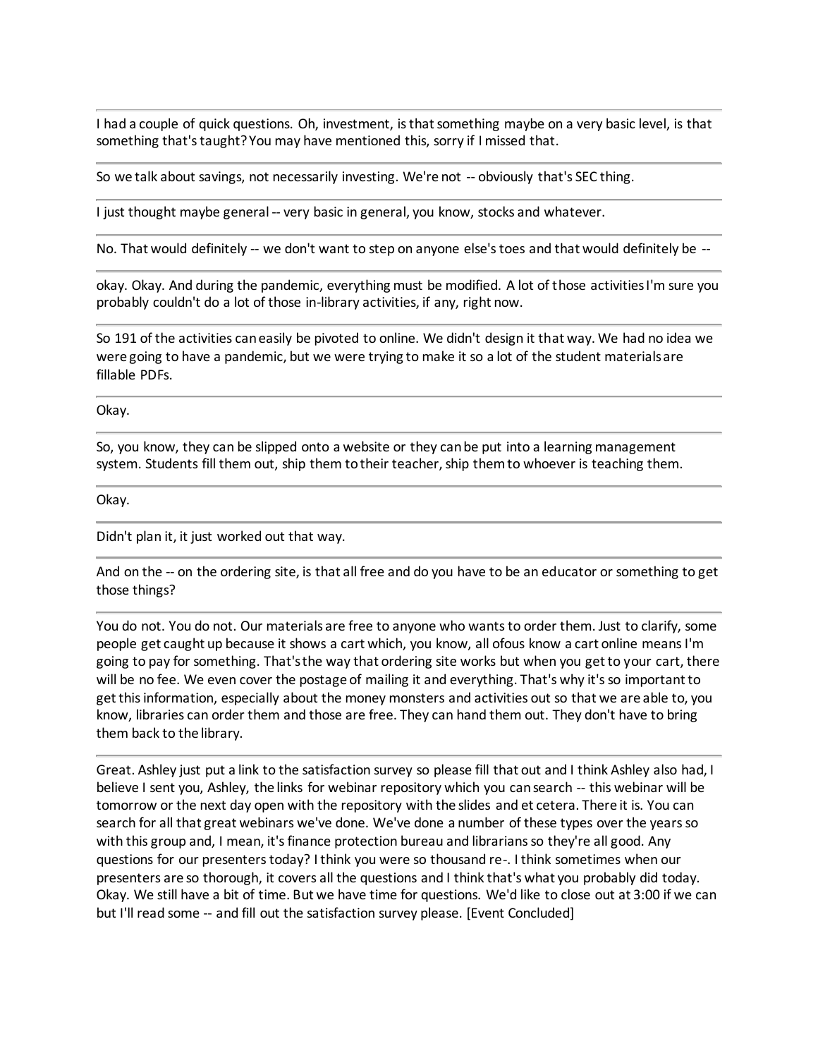I had a couple of quick questions. Oh, investment, is that something maybe on a very basic level, is that something that's taught? You may have mentioned this, sorry if I missed that.

So we talk about savings, not necessarily investing. We're not -- obviously that's SEC thing.

I just thought maybe general -- very basic in general, you know, stocks and whatever.

No. That would definitely -- we don't want to step on anyone else's toes and that would definitely be --

okay. Okay. And during the pandemic, everything must be modified. A lot of those activities I'm sure you probably couldn't do a lot of those in-library activities, if any, right now.

So 191 of the activities can easily be pivoted to online. We didn't design it that way. We had no idea we were going to have a pandemic, but we were trying to make it so a lot of the student materials are fillable PDFs.

Okay.

So, you know, they can be slipped onto a website or they can be put into a learning management system. Students fill them out, ship them to their teacher, ship them to whoever is teaching them.

Okay.

Didn't plan it, it just worked out that way.

And on the -- on the ordering site, is that all free and do you have to be an educator or something to get those things?

You do not. You do not. Our materials are free to anyone who wants to order them. Just to clarify, some people get caught up because it shows a cart which, you know, all ofous know a cart online means I'm going to pay for something. That's the way that ordering site works but when you get to your cart, there will be no fee. We even cover the postage of mailing it and everything. That's why it's so important to get this information, especially about the money monsters and activities out so that we are able to, you know, libraries can order them and those are free. They can hand them out. They don't have to bring them back to the library.

Great. Ashley just put a link to the satisfaction survey so please fill that out and I think Ashley also had, I believe I sent you, Ashley, the links for webinar repository which you can search -- this webinar will be tomorrow or the next day open with the repository with the slides and et cetera. There it is. You can search for all that great webinars we've done. We've done a number of these types over the years so with this group and, I mean, it's finance protection bureau and librarians so they're all good. Any questions for our presenters today? I think you were so thousand re-. I think sometimes when our presenters are so thorough, it covers all the questions and I think that's what you probably did today. Okay. We still have a bit of time. But we have time for questions. We'd like to close out at 3:00 if we can but I'll read some -- and fill out the satisfaction survey please. [Event Concluded]